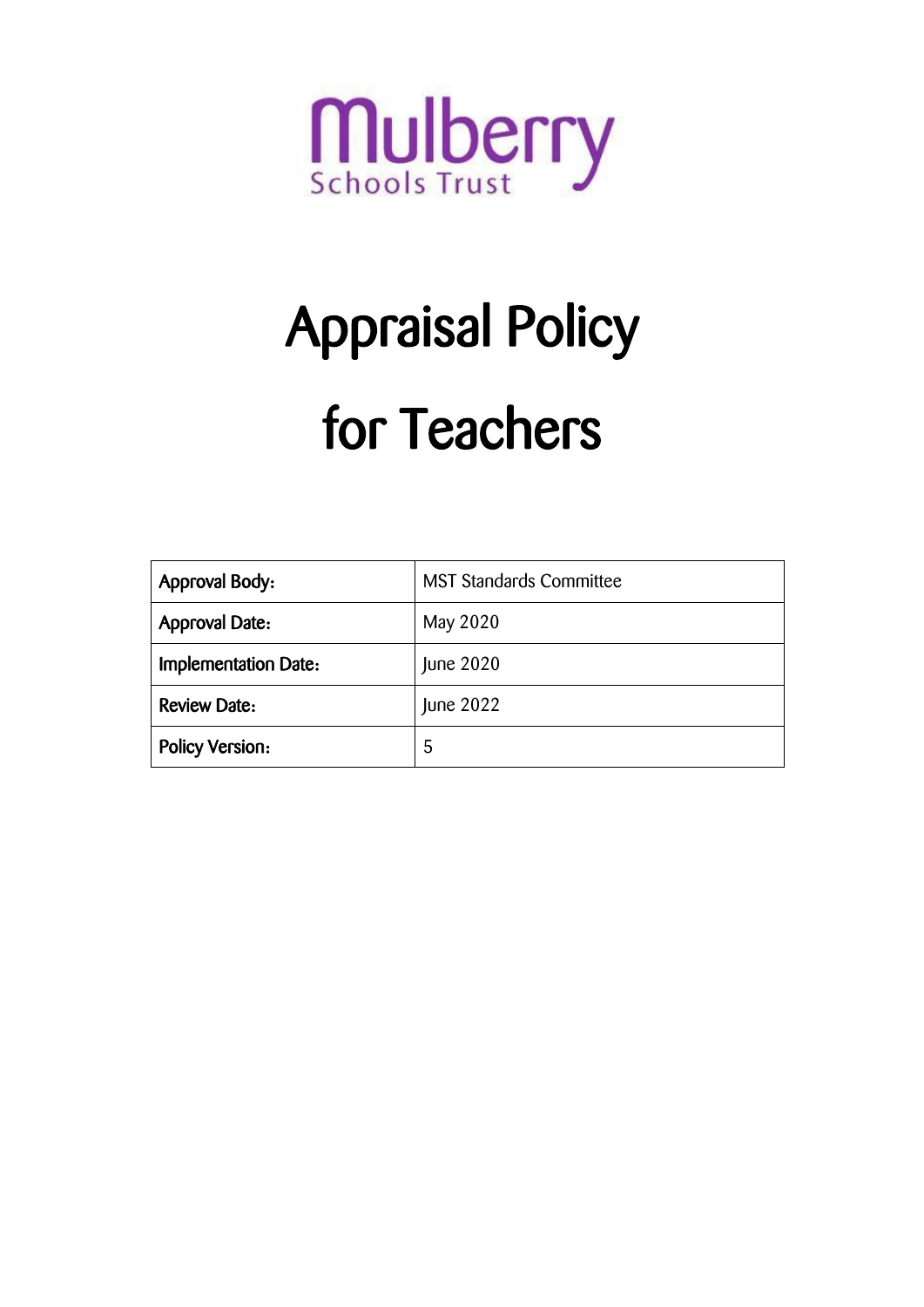Mulberry

Schools Trust

# Appraisal Policy for Teachers

| Approval Body: | MST Standards Committee |
| --- | --- |
| Approval Date: | May 2020 |
| Implementation Date: | June 2020 |
| Review Date: | June 2022 |
| Policy Version: | 5 |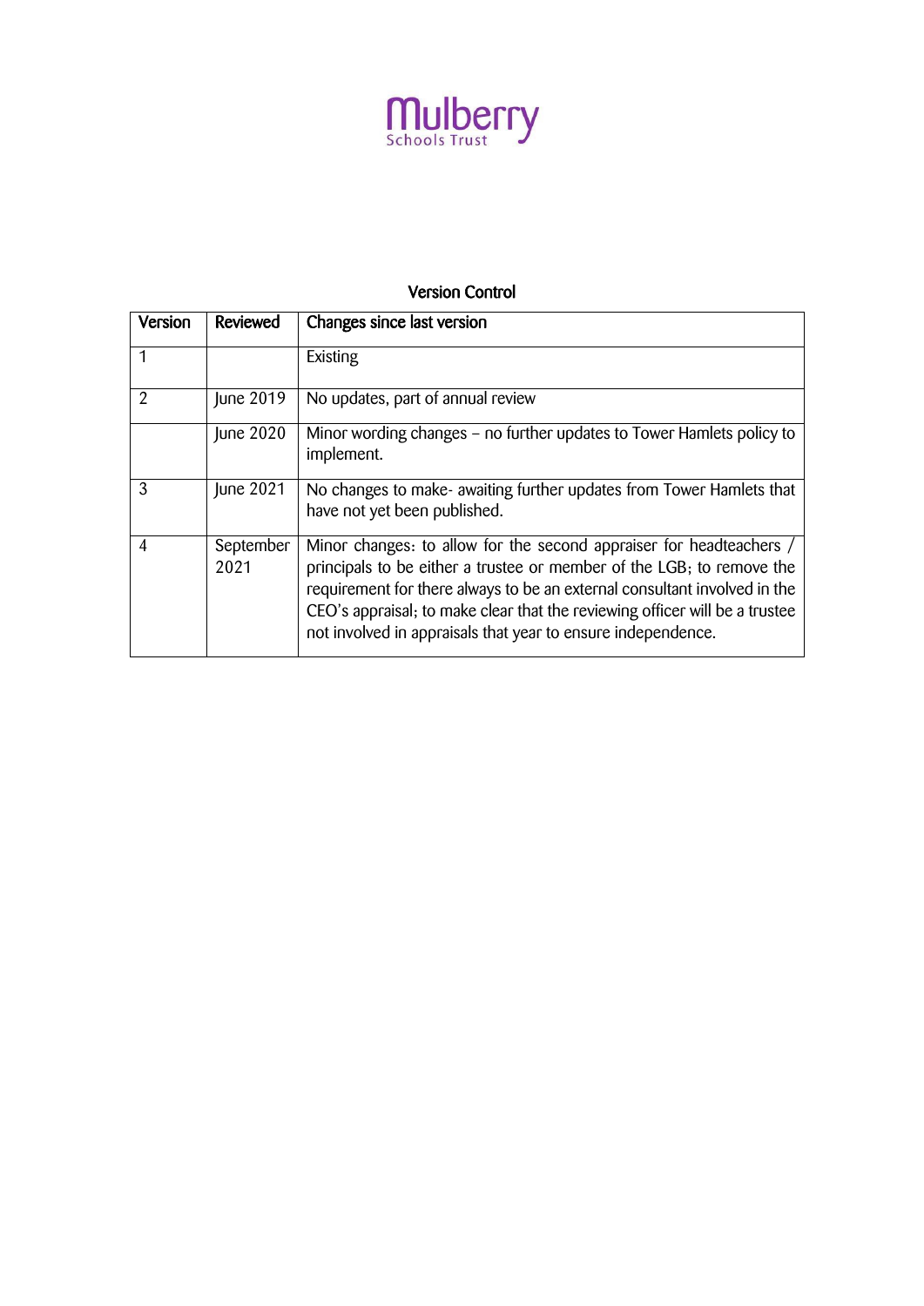Mulberry Schools Trust

## Version Control

| Version | Reviewed | Changes since last version |
|---|---|---|
| 1 | | Existing |
| 2 | June 2019 | No updates, part of annual review |
| | June 2020 | Minor wording changes – no further updates to Tower Hamlets policy to implement. |
| 3 | June 2021 | No changes to make- awaiting further updates from Tower Hamlets that have not yet been published. |
| 4 | September 2021 | Minor changes: to allow for the second appraiser for headteachers / principals to be either a trustee or member of the LGB; to remove the requirement for there always to be an external consultant involved in the CEO's appraisal; to make clear that the reviewing officer will be a trustee not involved in appraisals that year to ensure independence. |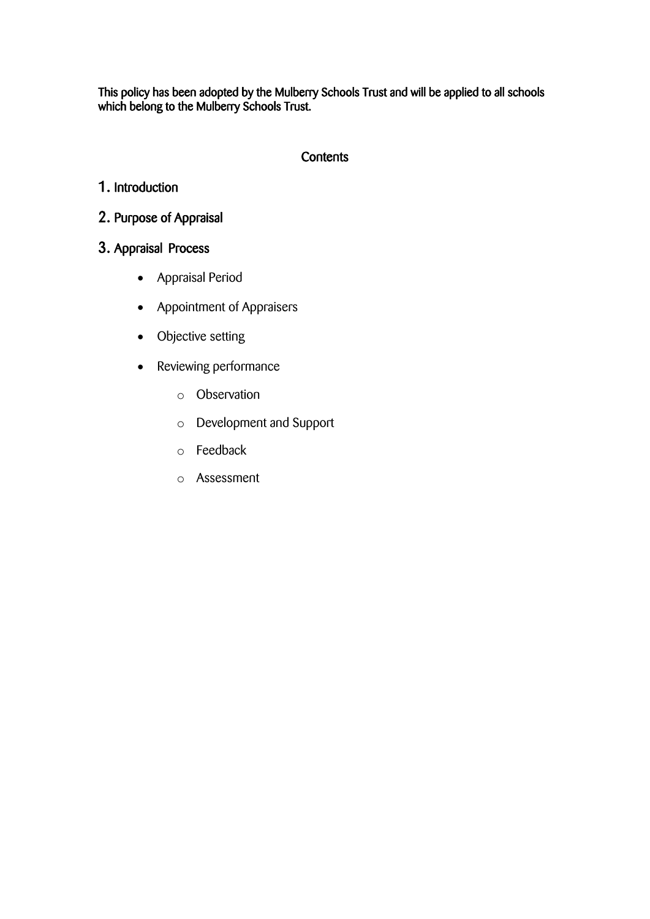This policy has been adopted by the Mulberry Schools Trust and will be applied to all schools which belong to the Mulberry Schools Trust.

## Contents

1. Introduction

2. Purpose of Appraisal

3. Appraisal Process

- Appraisal Period
- Appointment of Appraisers
- Objective setting
- Reviewing performance
  - Observation
  - Development and Support
  - Feedback
  - Assessment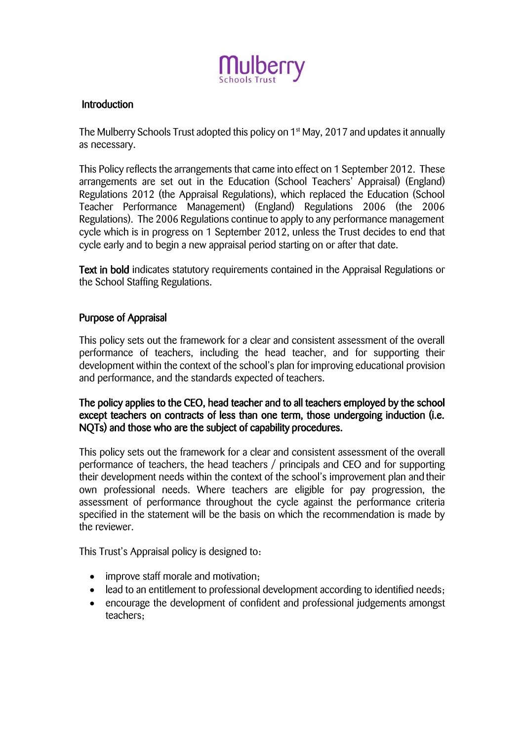Mulberry Schools Trust

## Introduction

The Mulberry Schools Trust adopted this policy on 1st May, 2017 and updates it annually as necessary.

This Policy reflects the arrangements that came into effect on 1 September 2012. These arrangements are set out in the Education (School Teachers' Appraisal) (England) Regulations 2012 (the Appraisal Regulations), which replaced the Education (School Teacher Performance Management) (England) Regulations 2006 (the 2006 Regulations). The 2006 Regulations continue to apply to any performance management cycle which is in progress on 1 September 2012, unless the Trust decides to end that cycle early and to begin a new appraisal period starting on or after that date.

**Text in bold** indicates statutory requirements contained in the Appraisal Regulations or the School Staffing Regulations.

## Purpose of Appraisal

This policy sets out the framework for a clear and consistent assessment of the overall performance of teachers, including the head teacher, and for supporting their development within the context of the school's plan for improving educational provision and performance, and the standards expected of teachers.

**The policy applies to the CEO, head teacher and to all teachers employed by the school except teachers on contracts of less than one term, those undergoing induction (i.e. NQTs) and those who are the subject of capability procedures.**

This policy sets out the framework for a clear and consistent assessment of the overall performance of teachers, the head teachers / principals and CEO and for supporting their development needs within the context of the school's improvement plan and their own professional needs. Where teachers are eligible for pay progression, the assessment of performance throughout the cycle against the performance criteria specified in the statement will be the basis on which the recommendation is made by the reviewer.

This Trust's Appraisal policy is designed to:

- improve staff morale and motivation;
- lead to an entitlement to professional development according to identified needs;
- encourage the development of confident and professional judgements amongst teachers;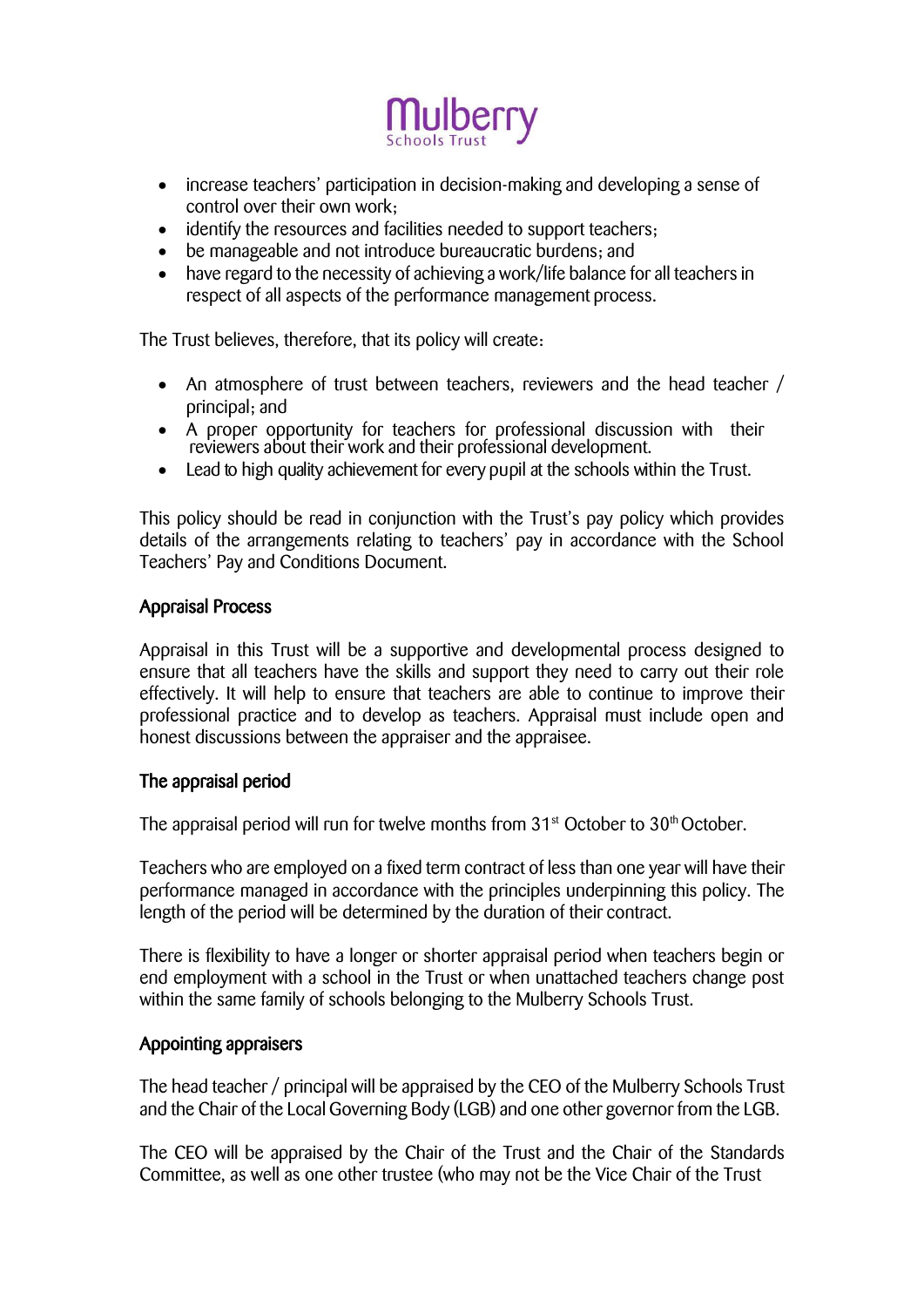- increase teachers' participation in decision-making and developing a sense of control over their own work;
- identify the resources and facilities needed to support teachers;
- be manageable and not introduce bureaucratic burdens; and
- have regard to the necessity of achieving a work/life balance for all teachers in respect of all aspects of the performance management process.

The Trust believes, therefore, that its policy will create:

- An atmosphere of trust between teachers, reviewers and the head teacher / principal; and
- A proper opportunity for teachers for professional discussion with their reviewers about their work and their professional development.
- Lead to high quality achievement for every pupil at the schools within the Trust.

This policy should be read in conjunction with the Trust's pay policy which provides details of the arrangements relating to teachers' pay in accordance with the School Teachers' Pay and Conditions Document.

## Appraisal Process

Appraisal in this Trust will be a supportive and developmental process designed to ensure that all teachers have the skills and support they need to carry out their role effectively. It will help to ensure that teachers are able to continue to improve their professional practice and to develop as teachers. Appraisal must include open and honest discussions between the appraiser and the appraisee.

## The appraisal period

The appraisal period will run for twelve months from 31st October to 30th October.

Teachers who are employed on a fixed term contract of less than one year will have their performance managed in accordance with the principles underpinning this policy. The length of the period will be determined by the duration of their contract.

There is flexibility to have a longer or shorter appraisal period when teachers begin or end employment with a school in the Trust or when unattached teachers change post within the same family of schools belonging to the Mulberry Schools Trust.

## Appointing appraisers

The head teacher / principal will be appraised by the CEO of the Mulberry Schools Trust and the Chair of the Local Governing Body (LGB) and one other governor from the LGB.

The CEO will be appraised by the Chair of the Trust and the Chair of the Standards Committee, as well as one other trustee (who may not be the Vice Chair of the Trust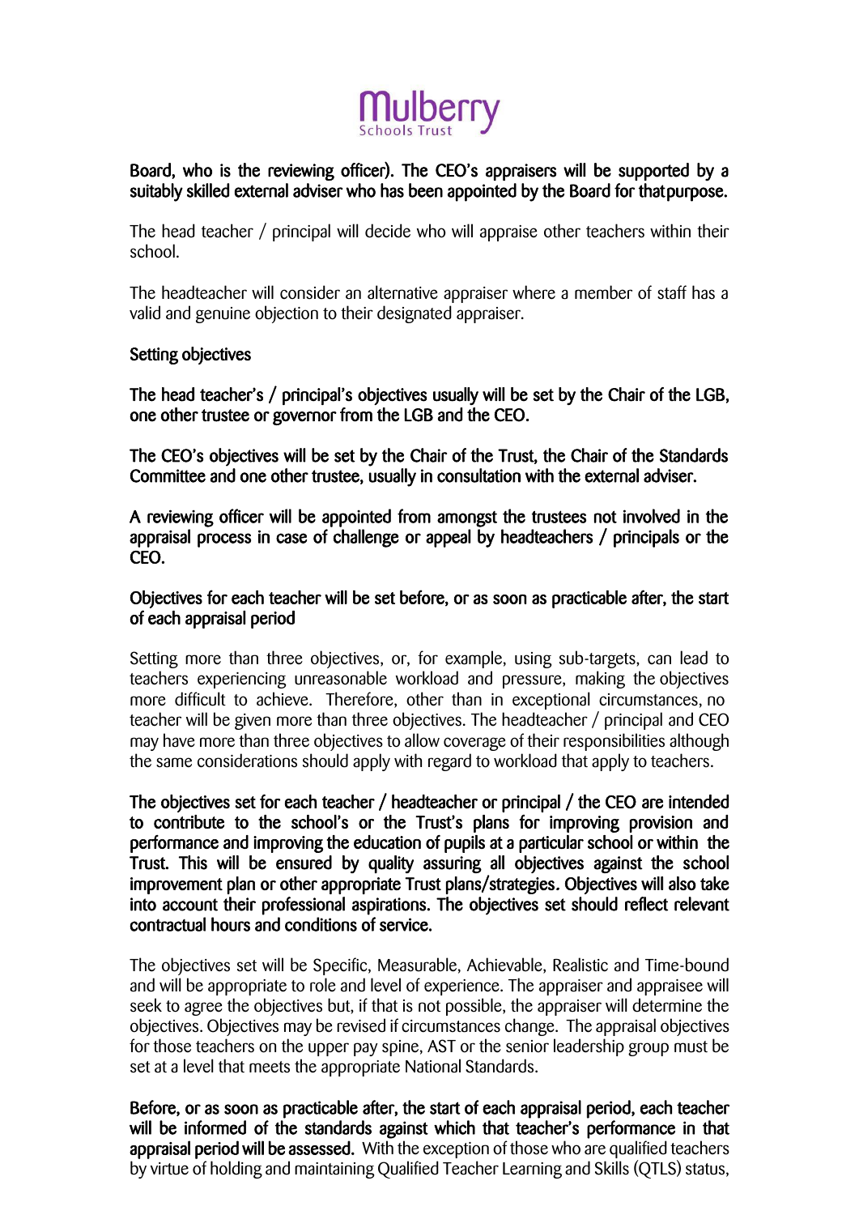**Board, who is the reviewing officer). The CEO's appraisers will be supported by a suitably skilled external adviser who has been appointed by the Board for that purpose.**

The head teacher / principal will decide who will appraise other teachers within their school.

The headteacher will consider an alternative appraiser where a member of staff has a valid and genuine objection to their designated appraiser.

### Setting objectives

**The head teacher's / principal's objectives usually will be set by the Chair of the LGB, one other trustee or governor from the LGB and the CEO.**

**The CEO's objectives will be set by the Chair of the Trust, the Chair of the Standards Committee and one other trustee, usually in consultation with the external adviser.**

**A reviewing officer will be appointed from amongst the trustees not involved in the appraisal process in case of challenge or appeal by headteachers / principals or the CEO.**

**Objectives for each teacher will be set before, or as soon as practicable after, the start of each appraisal period**

Setting more than three objectives, or, for example, using sub-targets, can lead to teachers experiencing unreasonable workload and pressure, making the objectives more difficult to achieve. Therefore, other than in exceptional circumstances, no teacher will be given more than three objectives. The headteacher / principal and CEO may have more than three objectives to allow coverage of their responsibilities although the same considerations should apply with regard to workload that apply to teachers.

**The objectives set for each teacher / headteacher or principal / the CEO are intended to contribute to the school's or the Trust's plans for improving provision and performance and improving the education of pupils at a particular school or within the Trust. This will be ensured by quality assuring all objectives against the school improvement plan or other appropriate Trust plans/strategies. Objectives will also take into account their professional aspirations. The objectives set should reflect relevant contractual hours and conditions of service.**

The objectives set will be Specific, Measurable, Achievable, Realistic and Time-bound and will be appropriate to role and level of experience. The appraiser and appraisee will seek to agree the objectives but, if that is not possible, the appraiser will determine the objectives. Objectives may be revised if circumstances change. The appraisal objectives for those teachers on the upper pay spine, AST or the senior leadership group must be set at a level that meets the appropriate National Standards.

**Before, or as soon as practicable after, the start of each appraisal period, each teacher will be informed of the standards against which that teacher's performance in that appraisal period will be assessed.** With the exception of those who are qualified teachers by virtue of holding and maintaining Qualified Teacher Learning and Skills (QTLS) status,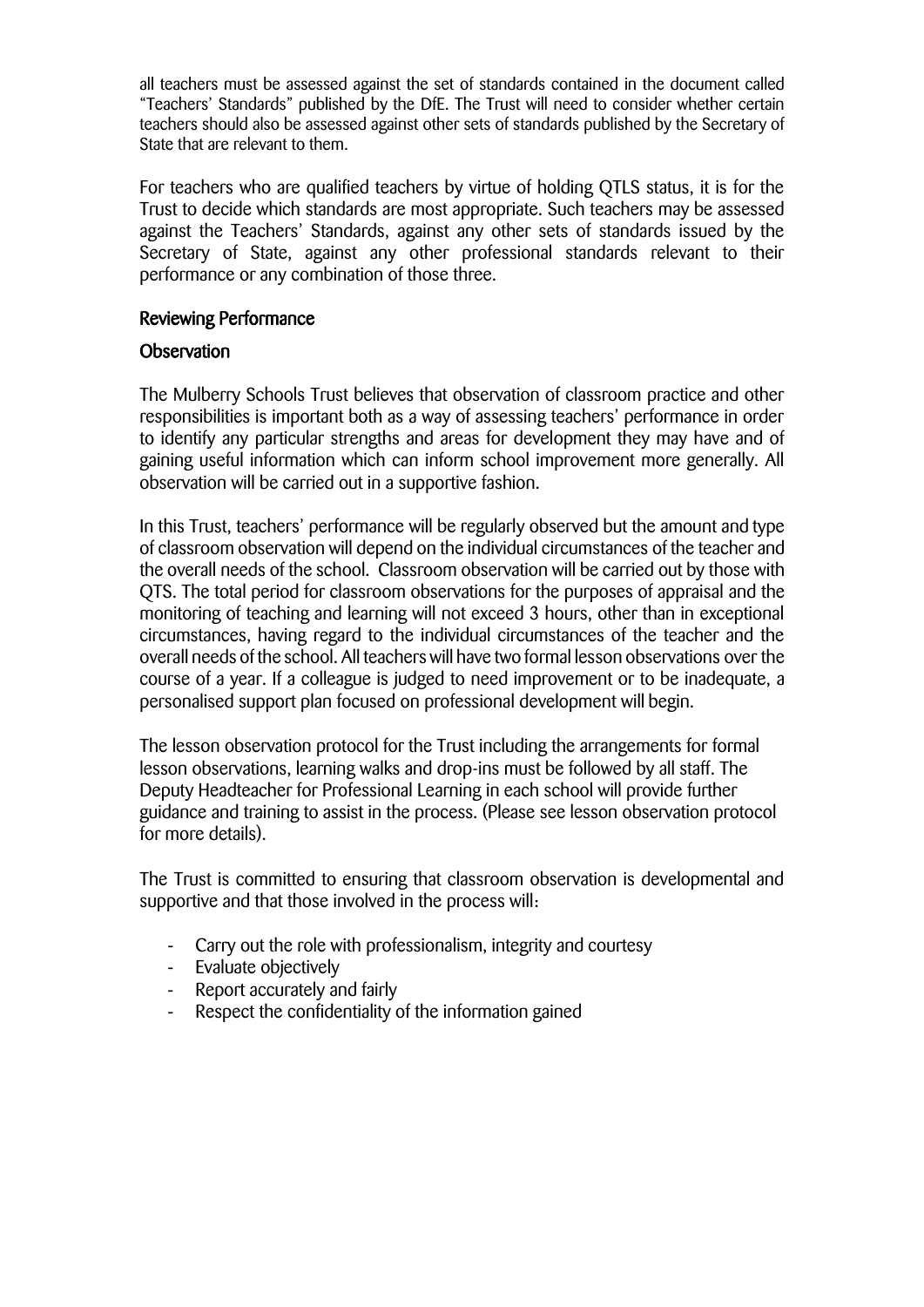all teachers must be assessed against the set of standards contained in the document called "Teachers' Standards" published by the DfE. The Trust will need to consider whether certain teachers should also be assessed against other sets of standards published by the Secretary of State that are relevant to them.

For teachers who are qualified teachers by virtue of holding QTLS status, it is for the Trust to decide which standards are most appropriate. Such teachers may be assessed against the Teachers' Standards, against any other sets of standards issued by the Secretary of State, against any other professional standards relevant to their performance or any combination of those three.

## Reviewing Performance

### Observation

The Mulberry Schools Trust believes that observation of classroom practice and other responsibilities is important both as a way of assessing teachers' performance in order to identify any particular strengths and areas for development they may have and of gaining useful information which can inform school improvement more generally. All observation will be carried out in a supportive fashion.

In this Trust, teachers' performance will be regularly observed but the amount and type of classroom observation will depend on the individual circumstances of the teacher and the overall needs of the school. Classroom observation will be carried out by those with QTS. The total period for classroom observations for the purposes of appraisal and the monitoring of teaching and learning will not exceed 3 hours, other than in exceptional circumstances, having regard to the individual circumstances of the teacher and the overall needs of the school. All teachers will have two formal lesson observations over the course of a year. If a colleague is judged to need improvement or to be inadequate, a personalised support plan focused on professional development will begin.

The lesson observation protocol for the Trust including the arrangements for formal lesson observations, learning walks and drop-ins must be followed by all staff. The Deputy Headteacher for Professional Learning in each school will provide further guidance and training to assist in the process. (Please see lesson observation protocol for more details).

The Trust is committed to ensuring that classroom observation is developmental and supportive and that those involved in the process will:

- Carry out the role with professionalism, integrity and courtesy
- Evaluate objectively
- Report accurately and fairly
- Respect the confidentiality of the information gained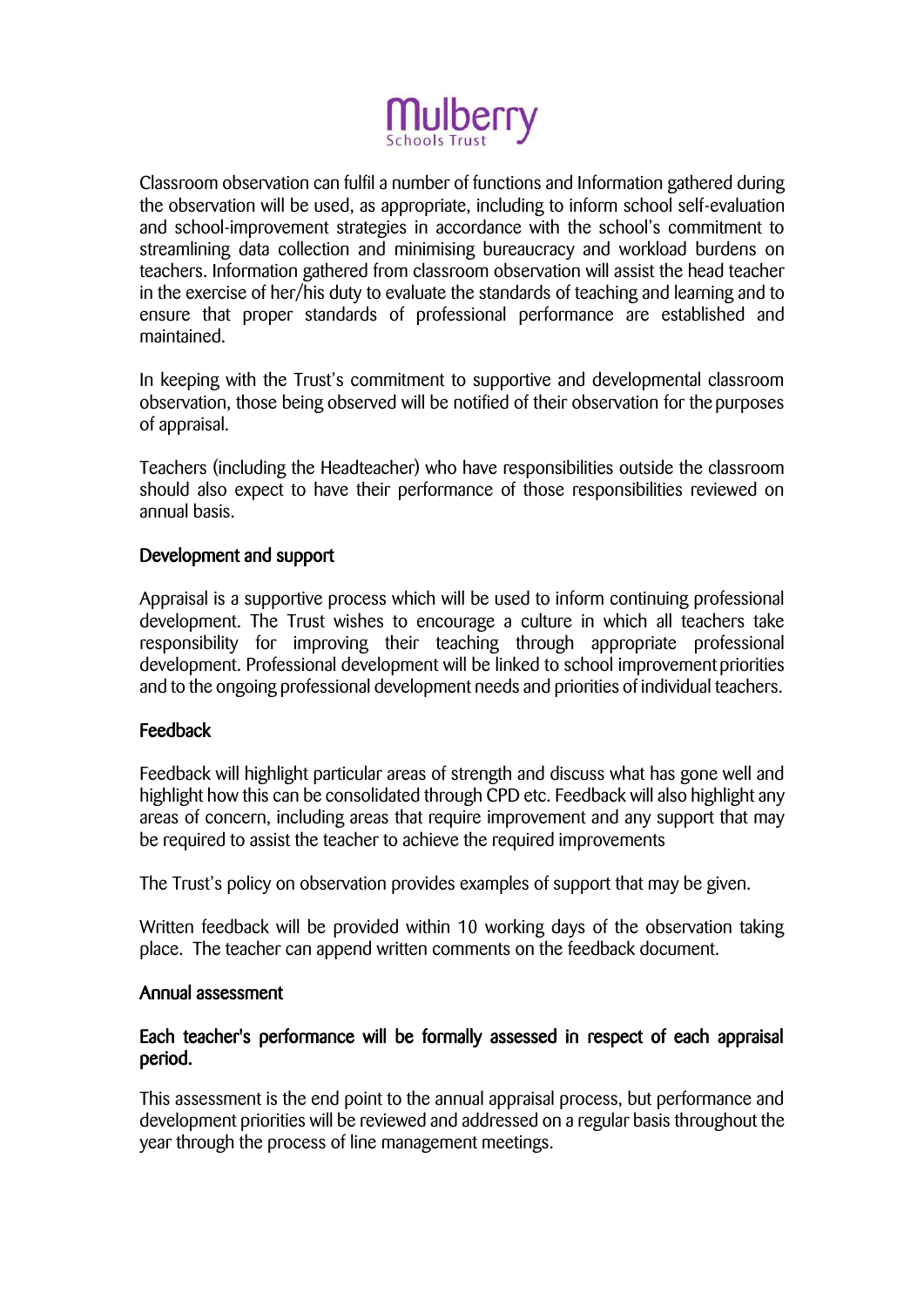Classroom observation can fulfil a number of functions and Information gathered during the observation will be used, as appropriate, including to inform school self-evaluation and school-improvement strategies in accordance with the school's commitment to streamlining data collection and minimising bureaucracy and workload burdens on teachers. Information gathered from classroom observation will assist the head teacher in the exercise of her/his duty to evaluate the standards of teaching and learning and to ensure that proper standards of professional performance are established and maintained.

In keeping with the Trust's commitment to supportive and developmental classroom observation, those being observed will be notified of their observation for the purposes of appraisal.

Teachers (including the Headteacher) who have responsibilities outside the classroom should also expect to have their performance of those responsibilities reviewed on annual basis.

### Development and support

Appraisal is a supportive process which will be used to inform continuing professional development. The Trust wishes to encourage a culture in which all teachers take responsibility for improving their teaching through appropriate professional development. Professional development will be linked to school improvement priorities and to the ongoing professional development needs and priorities of individual teachers.

### Feedback

Feedback will highlight particular areas of strength and discuss what has gone well and highlight how this can be consolidated through CPD etc. Feedback will also highlight any areas of concern, including areas that require improvement and any support that may be required to assist the teacher to achieve the required improvements

The Trust's policy on observation provides examples of support that may be given.

Written feedback will be provided within 10 working days of the observation taking place. The teacher can append written comments on the feedback document.

### Annual assessment

**Each teacher's performance will be formally assessed in respect of each appraisal period.**

This assessment is the end point to the annual appraisal process, but performance and development priorities will be reviewed and addressed on a regular basis throughout the year through the process of line management meetings.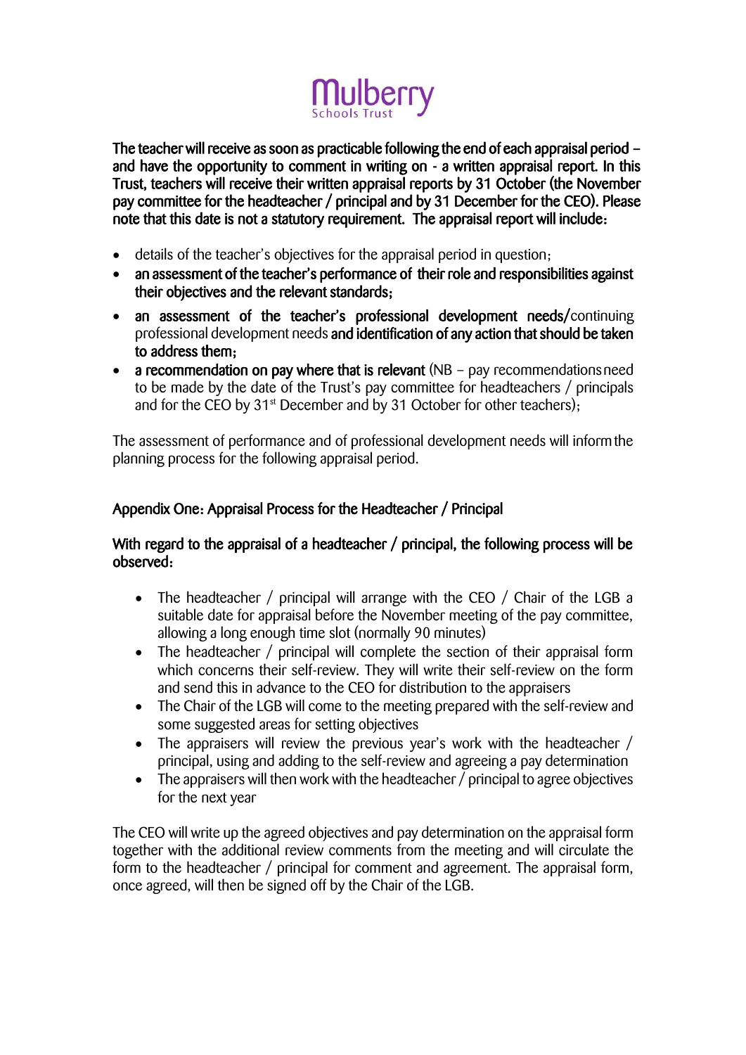**The teacher will receive as soon as practicable following the end of each appraisal period – and have the opportunity to comment in writing on - a written appraisal report. In this Trust, teachers will receive their written appraisal reports by 31 October (the November pay committee for the headteacher / principal and by 31 December for the CEO). Please note that this date is not a statutory requirement. The appraisal report will include:**

- details of the teacher's objectives for the appraisal period in question;
- **an assessment of the teacher's performance of their role and responsibilities against their objectives and the relevant standards;**
- **an assessment of the teacher's professional development needs/**continuing professional development needs **and identification of any action that should be taken to address them;**
- **a recommendation on pay where that is relevant** (NB – pay recommendations need to be made by the date of the Trust's pay committee for headteachers / principals and for the CEO by 31st December and by 31 October for other teachers);

The assessment of performance and of professional development needs will inform the planning process for the following appraisal period.

## Appendix One: Appraisal Process for the Headteacher / Principal

**With regard to the appraisal of a headteacher / principal, the following process will be observed:**

- The headteacher / principal will arrange with the CEO / Chair of the LGB a suitable date for appraisal before the November meeting of the pay committee, allowing a long enough time slot (normally 90 minutes)
- The headteacher / principal will complete the section of their appraisal form which concerns their self-review. They will write their self-review on the form and send this in advance to the CEO for distribution to the appraisers
- The Chair of the LGB will come to the meeting prepared with the self-review and some suggested areas for setting objectives
- The appraisers will review the previous year's work with the headteacher / principal, using and adding to the self-review and agreeing a pay determination
- The appraisers will then work with the headteacher / principal to agree objectives for the next year

The CEO will write up the agreed objectives and pay determination on the appraisal form together with the additional review comments from the meeting and will circulate the form to the headteacher / principal for comment and agreement. The appraisal form, once agreed, will then be signed off by the Chair of the LGB.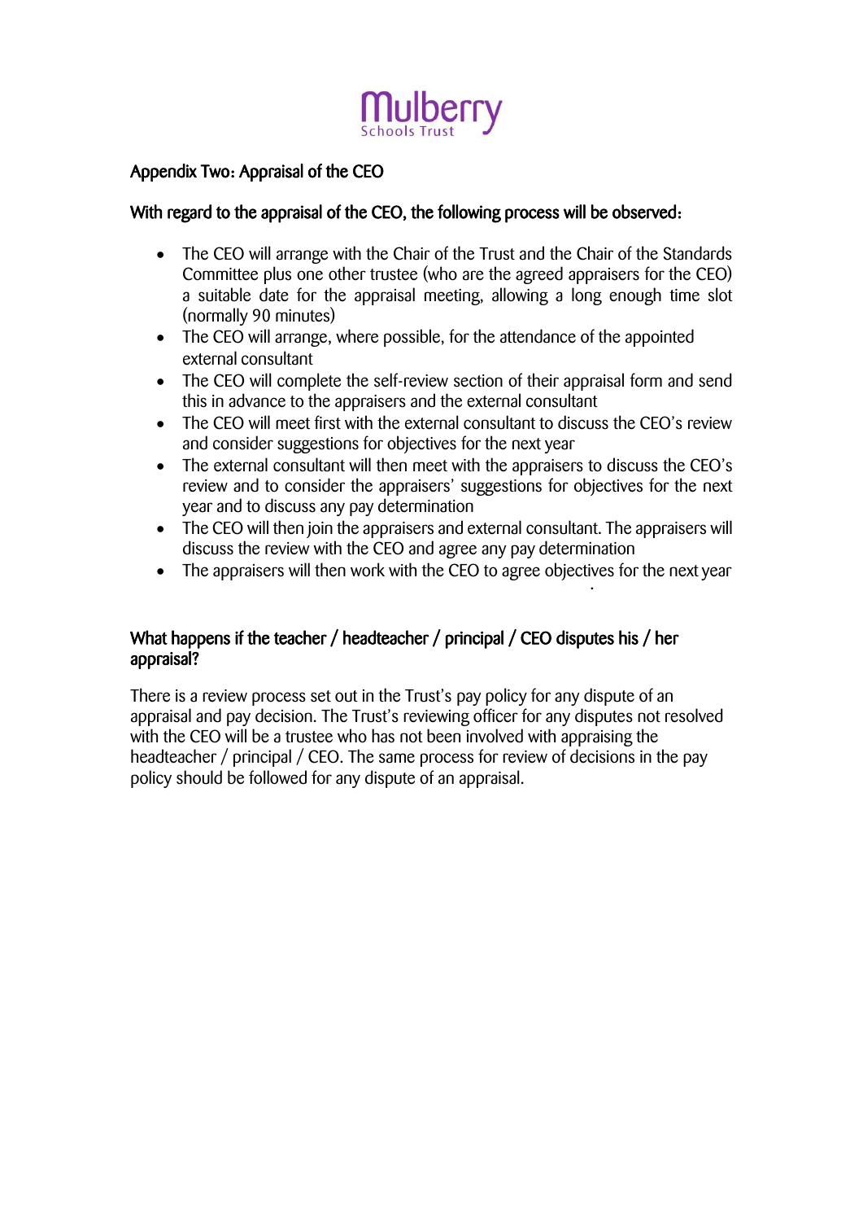## Appendix Two: Appraisal of the CEO

### With regard to the appraisal of the CEO, the following process will be observed:

- The CEO will arrange with the Chair of the Trust and the Chair of the Standards Committee plus one other trustee (who are the agreed appraisers for the CEO) a suitable date for the appraisal meeting, allowing a long enough time slot (normally 90 minutes)
- The CEO will arrange, where possible, for the attendance of the appointed external consultant
- The CEO will complete the self-review section of their appraisal form and send this in advance to the appraisers and the external consultant
- The CEO will meet first with the external consultant to discuss the CEO's review and consider suggestions for objectives for the next year
- The external consultant will then meet with the appraisers to discuss the CEO's review and to consider the appraisers' suggestions for objectives for the next year and to discuss any pay determination
- The CEO will then join the appraisers and external consultant. The appraisers will discuss the review with the CEO and agree any pay determination
- The appraisers will then work with the CEO to agree objectives for the next year

### What happens if the teacher / headteacher / principal / CEO disputes his / her appraisal?

There is a review process set out in the Trust's pay policy for any dispute of an appraisal and pay decision. The Trust's reviewing officer for any disputes not resolved with the CEO will be a trustee who has not been involved with appraising the headteacher / principal / CEO. The same process for review of decisions in the pay policy should be followed for any dispute of an appraisal.